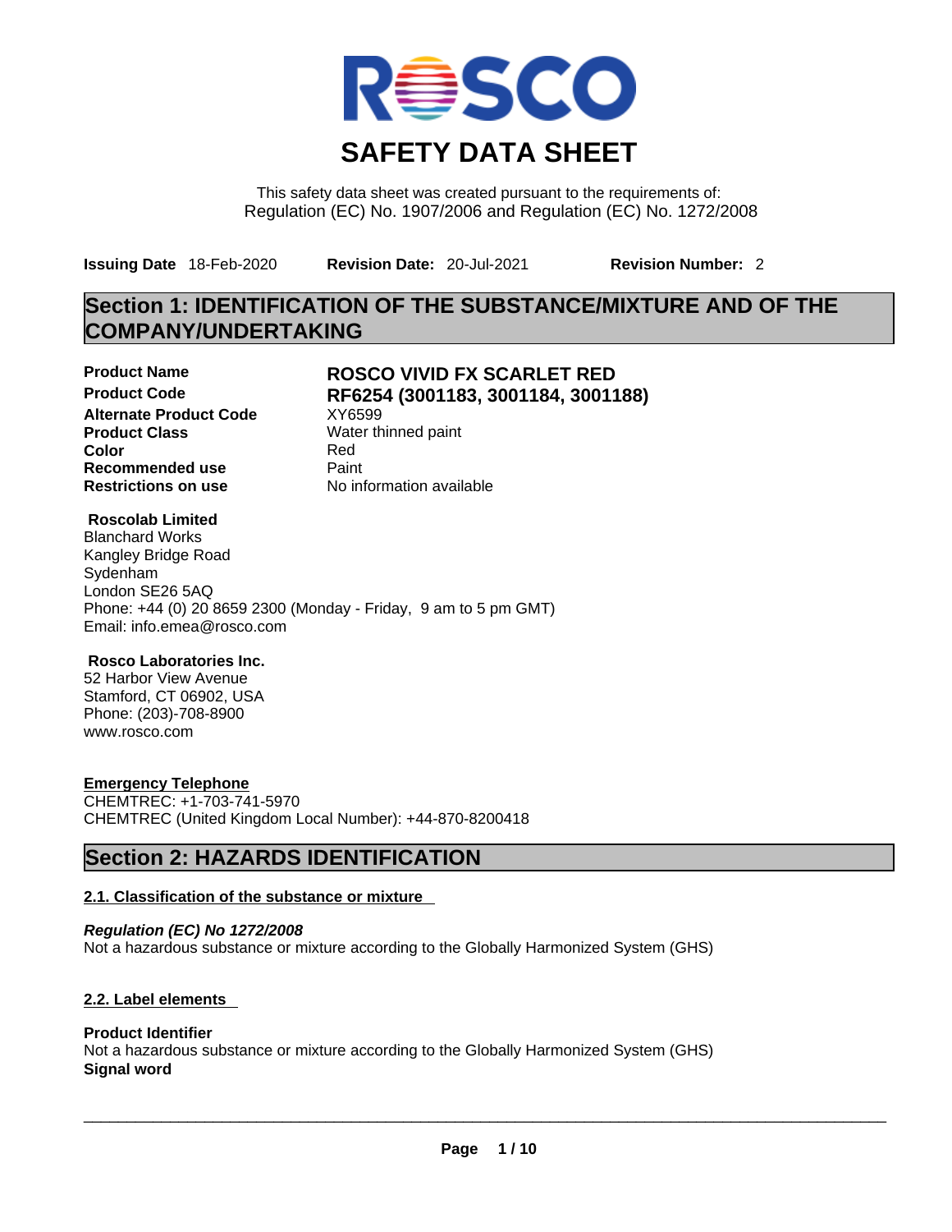# SAFETY DATA SHEET

This safety data sheet was created pursuant to the requirements of:
Regulation (EC) No. 1907/2006 and Regulation (EC) No. 1272/2008

**Issuing Date** 18-Feb-2020 **Revision Date:** 20-Jul-2021 **Revision Number:** 2

## Section 1: IDENTIFICATION OF THE SUBSTANCE/MIXTURE AND OF THE COMPANY/UNDERTAKING

| | |
|---|---|
| **Product Name** | **ROSCO VIVID FX SCARLET RED** |
| **Product Code** | **RF6254 (3001183, 3001184, 3001188)** |
| **Alternate Product Code** | XY6599 |
| **Product Class** | Water thinned paint |
| **Color** | Red |
| **Recommended use** | Paint |
| **Restrictions on use** | No information available |

**Roscolab Limited**
Blanchard Works
Kangley Bridge Road
Sydenham
London SE26 5AQ
Phone: +44 (0) 20 8659 2300 (Monday - Friday, 9 am to 5 pm GMT)
Email: info.emea@rosco.com

**Rosco Laboratories Inc.**
52 Harbor View Avenue
Stamford, CT 06902, USA
Phone: (203)-708-8900
www.rosco.com

**Emergency Telephone**
CHEMTREC: +1-703-741-5970
CHEMTREC (United Kingdom Local Number): +44-870-8200418

## Section 2: HAZARDS IDENTIFICATION

### 2.1. Classification of the substance or mixture

***Regulation (EC) No 1272/2008***
Not a hazardous substance or mixture according to the Globally Harmonized System (GHS)

### 2.2. Label elements

**Product Identifier**
Not a hazardous substance or mixture according to the Globally Harmonized System (GHS)
**Signal word**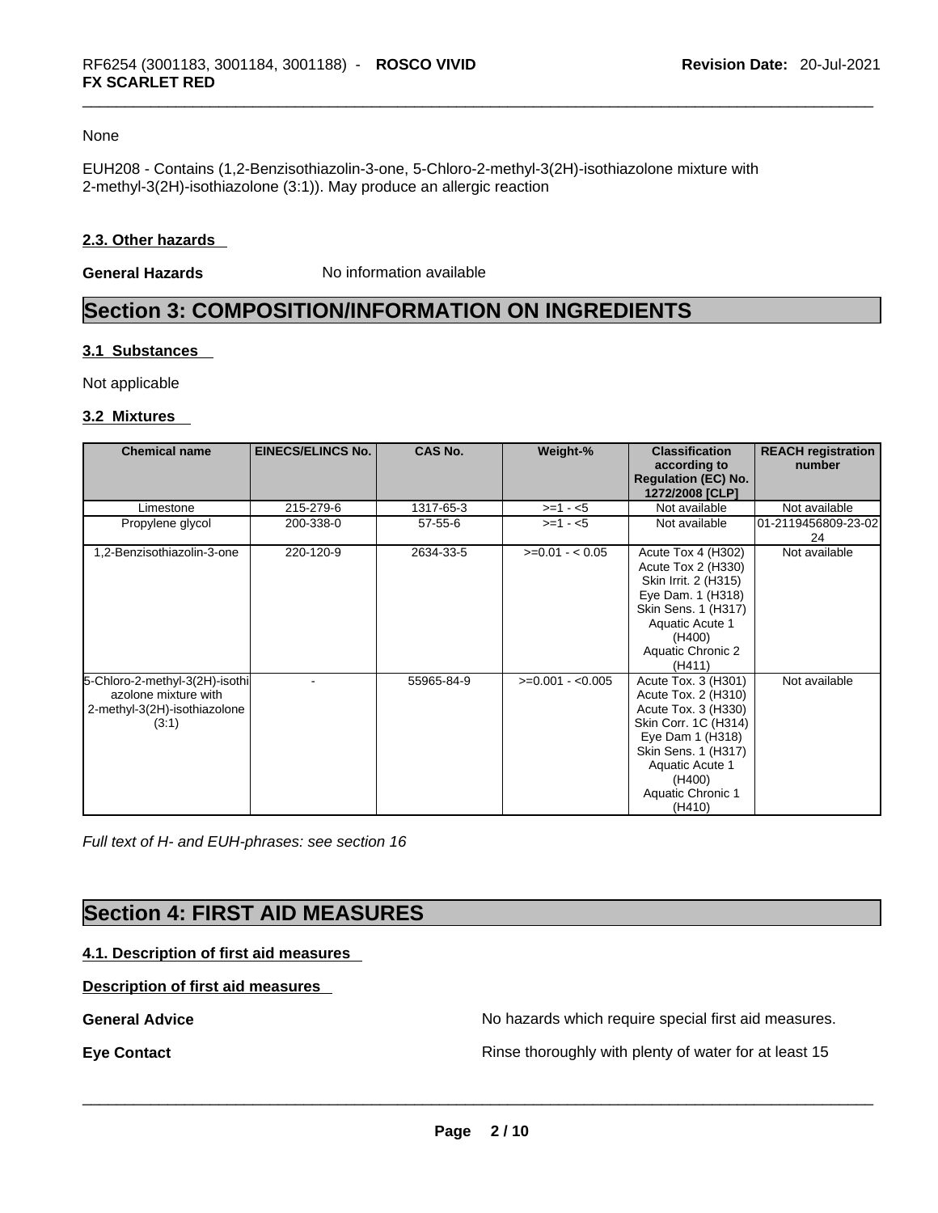None

EUH208 - Contains (1,2-Benzisothiazolin-3-one, 5-Chloro-2-methyl-3(2H)-isothiazolone mixture with 2-methyl-3(2H)-isothiazolone (3:1)). May produce an allergic reaction

### 2.3. Other hazards

**General Hazards** No information available

# Section 3: COMPOSITION/INFORMATION ON INGREDIENTS

### 3.1 Substances

Not applicable

### 3.2 Mixtures

| Chemical name | EINECS/ELINCS No. | CAS No. | Weight-% | Classification according to Regulation (EC) No. 1272/2008 [CLP] | REACH registration number |
|---|---|---|---|---|---|
| Limestone | 215-279-6 | 1317-65-3 | >=1 - <5 | Not available | Not available |
| Propylene glycol | 200-338-0 | 57-55-6 | >=1 - <5 | Not available | 01-2119456809-23-0224 |
| 1,2-Benzisothiazolin-3-one | 220-120-9 | 2634-33-5 | >=0.01 - < 0.05 | Acute Tox 4 (H302) Acute Tox 2 (H330) Skin Irrit. 2 (H315) Eye Dam. 1 (H318) Skin Sens. 1 (H317) Aquatic Acute 1 (H400) Aquatic Chronic 2 (H411) | Not available |
| 5-Chloro-2-methyl-3(2H)-isothiazolone mixture with 2-methyl-3(2H)-isothiazolone (3:1) | - | 55965-84-9 | >=0.001 - <0.005 | Acute Tox. 3 (H301) Acute Tox. 2 (H310) Acute Tox. 3 (H330) Skin Corr. 1C (H314) Eye Dam 1 (H318) Skin Sens. 1 (H317) Aquatic Acute 1 (H400) Aquatic Chronic 1 (H410) | Not available |

*Full text of H- and EUH-phrases: see section 16*

# Section 4: FIRST AID MEASURES

### 4.1. Description of first aid measures

**Description of first aid measures**

**General Advice** No hazards which require special first aid measures.

**Eye Contact** Rinse thoroughly with plenty of water for at least 15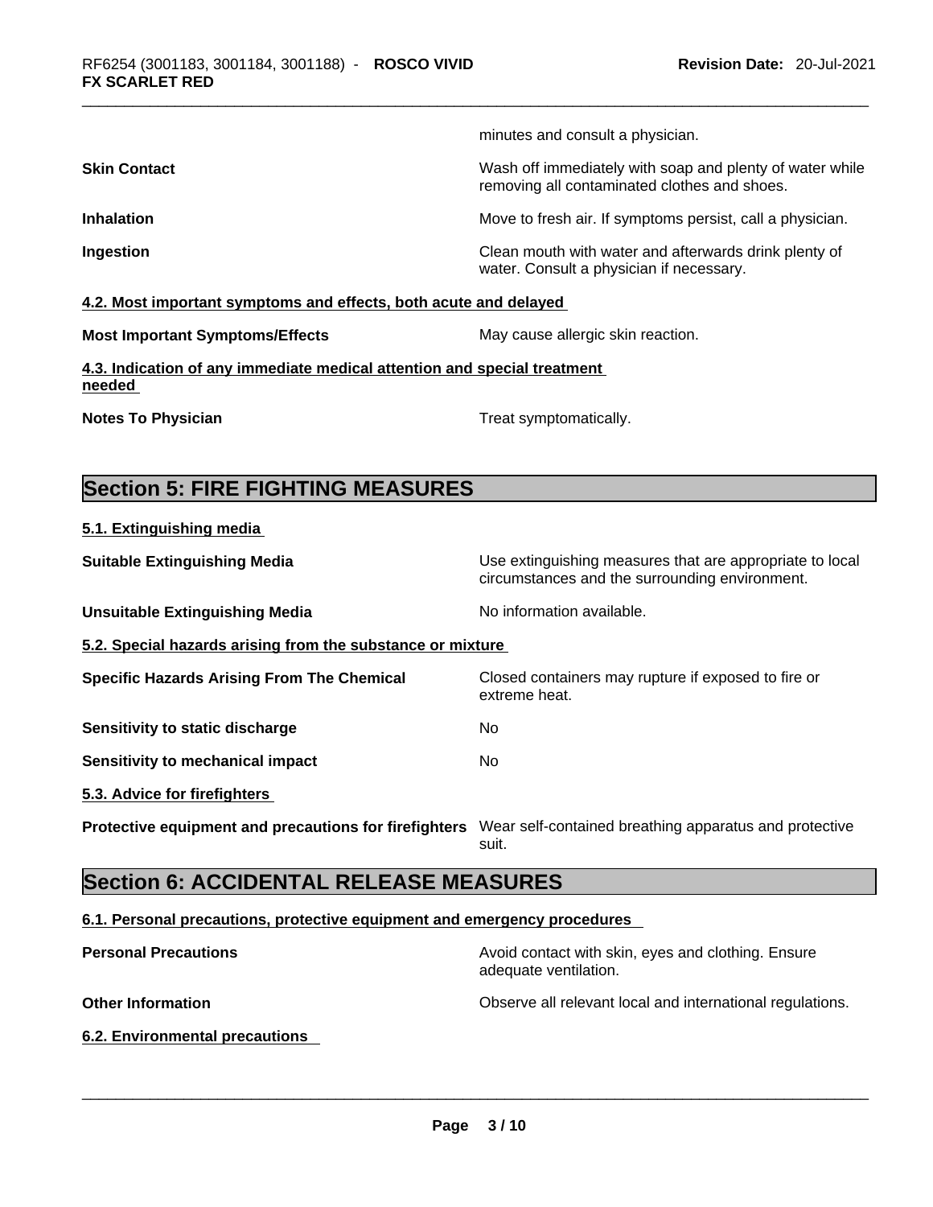minutes and consult a physician.

| | |
|---|---|
| **Skin Contact** | Wash off immediately with soap and plenty of water while removing all contaminated clothes and shoes. |
| **Inhalation** | Move to fresh air. If symptoms persist, call a physician. |
| **Ingestion** | Clean mouth with water and afterwards drink plenty of water. Consult a physician if necessary. |

### 4.2. Most important symptoms and effects, both acute and delayed

| | |
|---|---|
| **Most Important Symptoms/Effects** | May cause allergic skin reaction. |

### 4.3. Indication of any immediate medical attention and special treatment needed

| | |
|---|---|
| **Notes To Physician** | Treat symptomatically. |

## Section 5: FIRE FIGHTING MEASURES

### 5.1. Extinguishing media

| | |
|---|---|
| **Suitable Extinguishing Media** | Use extinguishing measures that are appropriate to local circumstances and the surrounding environment. |
| **Unsuitable Extinguishing Media** | No information available. |

### 5.2. Special hazards arising from the substance or mixture

| | |
|---|---|
| **Specific Hazards Arising From The Chemical** | Closed containers may rupture if exposed to fire or extreme heat. |
| **Sensitivity to static discharge** | No |
| **Sensitivity to mechanical impact** | No |

### 5.3. Advice for firefighters

| | |
|---|---|
| **Protective equipment and precautions for firefighters** | Wear self-contained breathing apparatus and protective suit. |

## Section 6: ACCIDENTAL RELEASE MEASURES

### 6.1. Personal precautions, protective equipment and emergency procedures

| | |
|---|---|
| **Personal Precautions** | Avoid contact with skin, eyes and clothing. Ensure adequate ventilation. |
| **Other Information** | Observe all relevant local and international regulations. |

### 6.2. Environmental precautions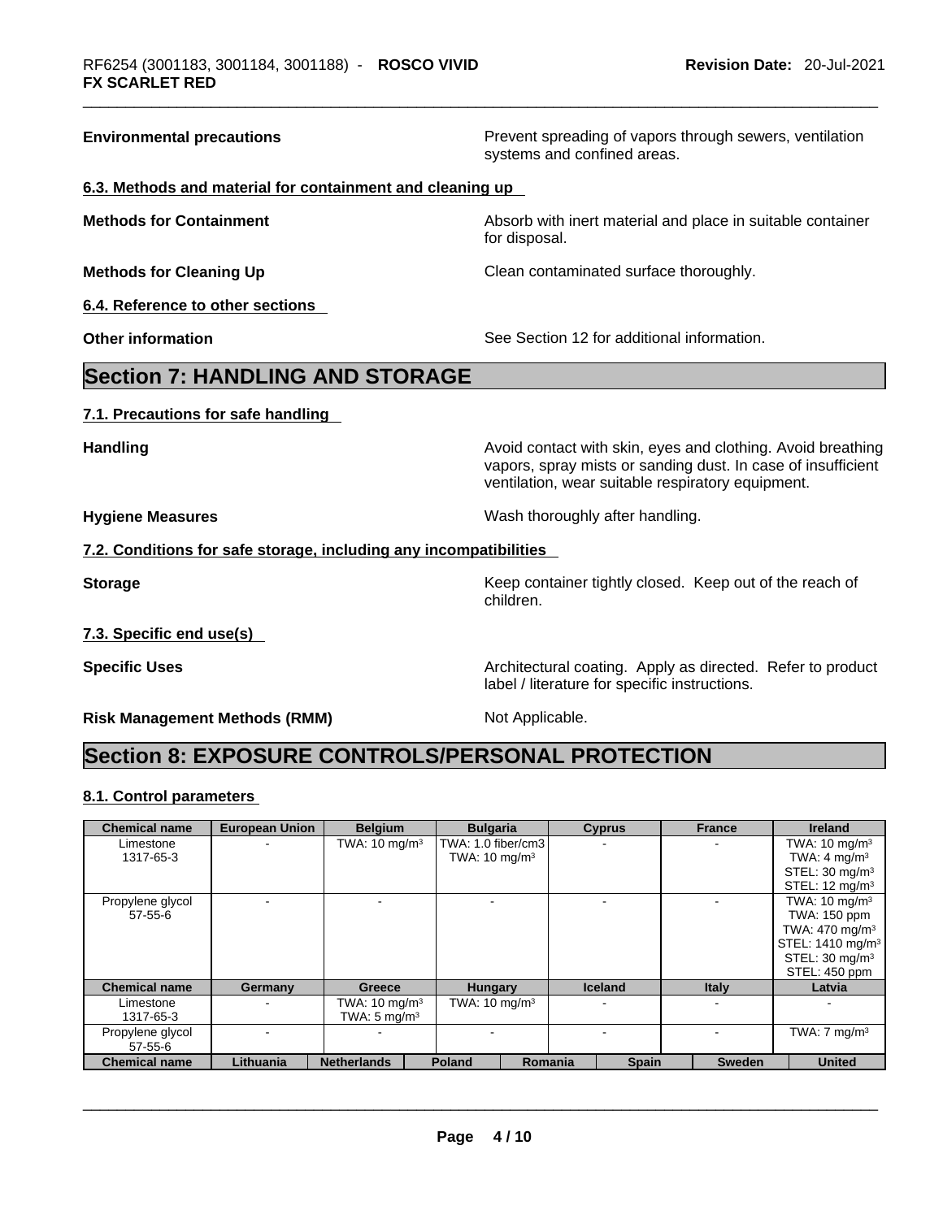**Environmental precautions** Prevent spreading of vapors through sewers, ventilation systems and confined areas.

### 6.3. Methods and material for containment and cleaning up

**Methods for Containment** Absorb with inert material and place in suitable container for disposal.

**Methods for Cleaning Up** Clean contaminated surface thoroughly.

### 6.4. Reference to other sections

**Other information** See Section 12 for additional information.

## Section 7: HANDLING AND STORAGE

### 7.1. Precautions for safe handling

**Handling** Avoid contact with skin, eyes and clothing. Avoid breathing vapors, spray mists or sanding dust. In case of insufficient ventilation, wear suitable respiratory equipment.

**Hygiene Measures** Wash thoroughly after handling.

### 7.2. Conditions for safe storage, including any incompatibilities

**Storage** Keep container tightly closed. Keep out of the reach of children.

### 7.3. Specific end use(s)

**Specific Uses** Architectural coating. Apply as directed. Refer to product label / literature for specific instructions.

**Risk Management Methods (RMM)** Not Applicable.

## Section 8: EXPOSURE CONTROLS/PERSONAL PROTECTION

### 8.1. Control parameters

| Chemical name | European Union | Belgium | Bulgaria | Cyprus | France | Ireland |
|---|---|---|---|---|---|---|
| Limestone<br>1317-65-3 | - | TWA: 10 mg/m³ | TWA: 1.0 fiber/cm3<br>TWA: 10 mg/m³ | - | - | TWA: 10 mg/m³<br>TWA: 4 mg/m³<br>STEL: 30 mg/m³<br>STEL: 12 mg/m³ |
| Propylene glycol<br>57-55-6 | - | - | - | - | - | TWA: 10 mg/m³<br>TWA: 150 ppm<br>TWA: 470 mg/m³<br>STEL: 1410 mg/m³<br>STEL: 30 mg/m³<br>STEL: 450 ppm |

| Chemical name | Germany | Greece | Hungary | Iceland | Italy | Latvia |
|---|---|---|---|---|---|---|
| Limestone<br>1317-65-3 | - | TWA: 10 mg/m³<br>TWA: 5 mg/m³ | TWA: 10 mg/m³ | - | - | - |
| Propylene glycol<br>57-55-6 | - | - | - | - | - | TWA: 7 mg/m³ |

| Chemical name | Lithuania | Netherlands | Poland | Romania | Spain | Sweden | United |
|---|---|---|---|---|---|---|---|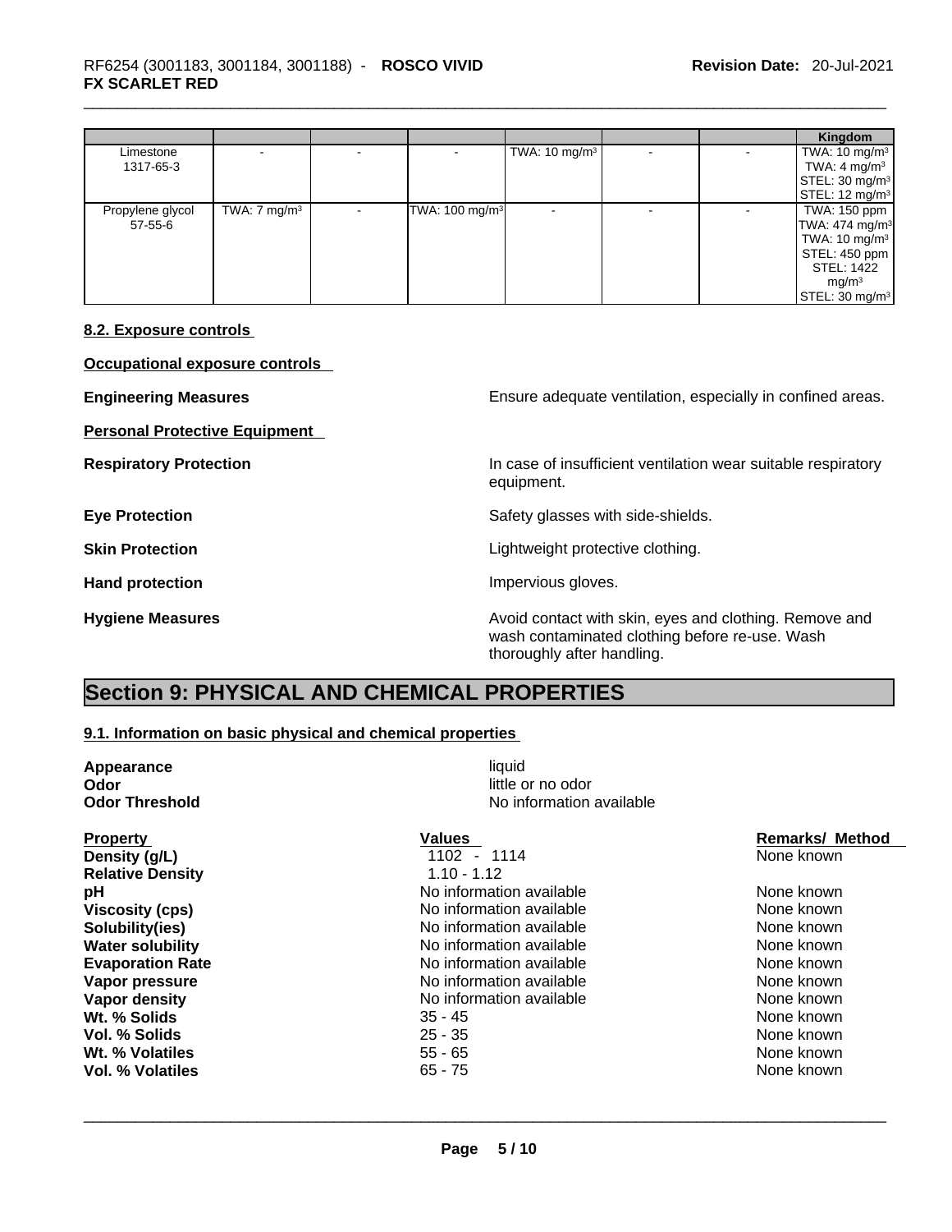|  |  |  |  |  |  |  | Kingdom |
| --- | --- | --- | --- | --- | --- | --- | --- |
| Limestone<br>1317-65-3 | - | - | - | TWA: 10 mg/m³ | - | - | TWA: 10 mg/m³<br>TWA: 4 mg/m³<br>STEL: 30 mg/m³<br>STEL: 12 mg/m³ |
| Propylene glycol<br>57-55-6 | TWA: 7 mg/m³ | - | TWA: 100 mg/m³ | - | - | - | TWA: 150 ppm<br>TWA: 474 mg/m³<br>TWA: 10 mg/m³<br>STEL: 450 ppm<br>STEL: 1422 mg/m³<br>STEL: 30 mg/m³ |

### 8.2. Exposure controls

**Occupational exposure controls**

**Engineering Measures** Ensure adequate ventilation, especially in confined areas.

**Personal Protective Equipment**

**Respiratory Protection** In case of insufficient ventilation wear suitable respiratory equipment.

**Eye Protection** Safety glasses with side-shields.

**Skin Protection** Lightweight protective clothing.

**Hand protection** Impervious gloves.

**Hygiene Measures** Avoid contact with skin, eyes and clothing. Remove and wash contaminated clothing before re-use. Wash thoroughly after handling.

## Section 9: PHYSICAL AND CHEMICAL PROPERTIES

### 9.1. Information on basic physical and chemical properties

**Appearance** liquid
**Odor** little or no odor
**Odor Threshold** No information available

| Property | Values | Remarks/ Method |
| --- | --- | --- |
| **Density (g/L)** | 1102 - 1114 | None known |
| **Relative Density** | 1.10 - 1.12 | |
| **pH** | No information available | None known |
| **Viscosity (cps)** | No information available | None known |
| **Solubility(ies)** | No information available | None known |
| **Water solubility** | No information available | None known |
| **Evaporation Rate** | No information available | None known |
| **Vapor pressure** | No information available | None known |
| **Vapor density** | No information available | None known |
| **Wt. % Solids** | 35 - 45 | None known |
| **Vol. % Solids** | 25 - 35 | None known |
| **Wt. % Volatiles** | 55 - 65 | None known |
| **Vol. % Volatiles** | 65 - 75 | None known |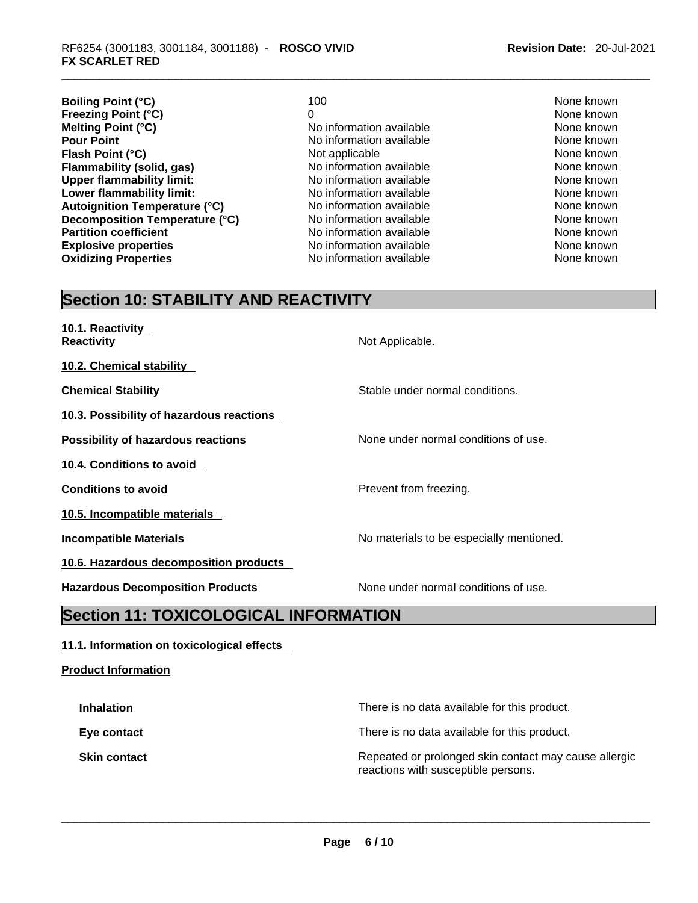| | | |
|---|---|---|
| **Boiling Point (°C)** | 100 | None known |
| **Freezing Point (°C)** | 0 | None known |
| **Melting Point (°C)** | No information available | None known |
| **Pour Point** | No information available | None known |
| **Flash Point (°C)** | Not applicable | None known |
| **Flammability (solid, gas)** | No information available | None known |
| **Upper flammability limit:** | No information available | None known |
| **Lower flammability limit:** | No information available | None known |
| **Autoignition Temperature (°C)** | No information available | None known |
| **Decomposition Temperature (°C)** | No information available | None known |
| **Partition coefficient** | No information available | None known |
| **Explosive properties** | No information available | None known |
| **Oxidizing Properties** | No information available | None known |

## Section 10: STABILITY AND REACTIVITY

**10.1. Reactivity**

**Reactivity** Not Applicable.

**10.2. Chemical stability**

**Chemical Stability** Stable under normal conditions.

**10.3. Possibility of hazardous reactions**

**Possibility of hazardous reactions** None under normal conditions of use.

**10.4. Conditions to avoid**

**Conditions to avoid** Prevent from freezing.

**10.5. Incompatible materials**

**Incompatible Materials** No materials to be especially mentioned.

**10.6. Hazardous decomposition products**

**Hazardous Decomposition Products** None under normal conditions of use.

## Section 11: TOXICOLOGICAL INFORMATION

**11.1. Information on toxicological effects**

**Product Information**

**Inhalation** There is no data available for this product.

**Eye contact** There is no data available for this product.

**Skin contact** Repeated or prolonged skin contact may cause allergic reactions with susceptible persons.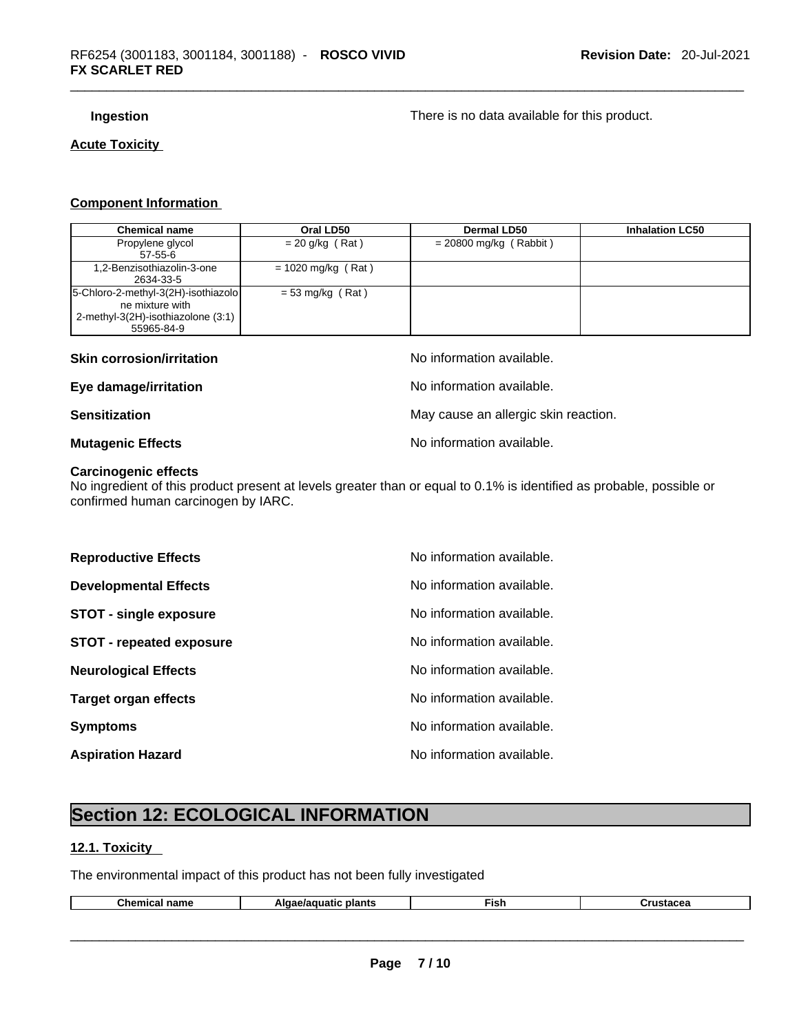**Ingestion** There is no data available for this product.

**Acute Toxicity**

**Component Information**

| Chemical name | Oral LD50 | Dermal LD50 | Inhalation LC50 |
|---|---|---|---|
| Propylene glycol<br>57-55-6 | = 20 g/kg ( Rat ) | = 20800 mg/kg ( Rabbit ) | |
| 1,2-Benzisothiazolin-3-one<br>2634-33-5 | = 1020 mg/kg ( Rat ) | | |
| 5-Chloro-2-methyl-3(2H)-isothiazolone mixture with 2-methyl-3(2H)-isothiazolone (3:1)<br>55965-84-9 | = 53 mg/kg ( Rat ) | | |

**Skin corrosion/irritation** No information available.

**Eye damage/irritation** No information available.

**Sensitization** May cause an allergic skin reaction.

**Mutagenic Effects** No information available.

**Carcinogenic effects**
No ingredient of this product present at levels greater than or equal to 0.1% is identified as probable, possible or confirmed human carcinogen by IARC.

**Reproductive Effects** No information available.

**Developmental Effects** No information available.

**STOT - single exposure** No information available.

**STOT - repeated exposure** No information available.

**Neurological Effects** No information available.

**Target organ effects** No information available.

**Symptoms** No information available.

**Aspiration Hazard** No information available.

# Section 12: ECOLOGICAL INFORMATION

## 12.1. Toxicity

The environmental impact of this product has not been fully investigated

| Chemical name | Algae/aquatic plants | Fish | Crustacea |
|---|---|---|---|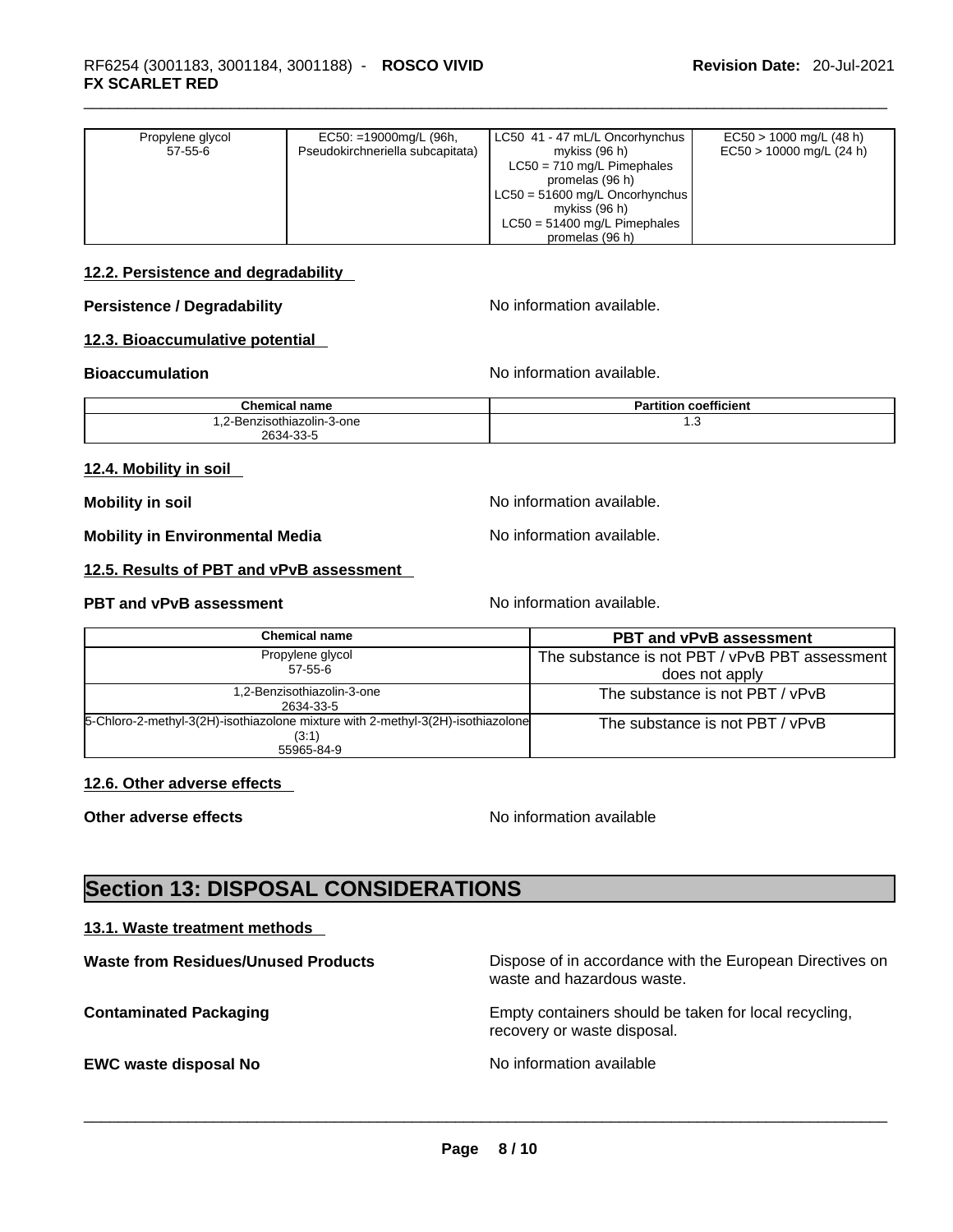| Propylene glycol<br>57-55-6 | EC50: =19000mg/L (96h, Pseudokirchneriella subcapitata) | LC50 41 - 47 mL/L Oncorhynchus mykiss (96 h)<br>LC50 = 710 mg/L Pimephales promelas (96 h)<br>LC50 = 51600 mg/L Oncorhynchus mykiss (96 h)<br>LC50 = 51400 mg/L Pimephales promelas (96 h) | EC50 > 1000 mg/L (48 h)<br>EC50 > 10000 mg/L (24 h) |
|---|---|---|---|

### 12.2. Persistence and degradability

**Persistence / Degradability** No information available.

### 12.3. Bioaccumulative potential

**Bioaccumulation** No information available.

| Chemical name | Partition coefficient |
|---|---|
| 1,2-Benzisothiazolin-3-one<br>2634-33-5 | 1.3 |

### 12.4. Mobility in soil

**Mobility in soil** No information available.

**Mobility in Environmental Media** No information available.

### 12.5. Results of PBT and vPvB assessment

**PBT and vPvB assessment** No information available.

| Chemical name | PBT and vPvB assessment |
|---|---|
| Propylene glycol<br>57-55-6 | The substance is not PBT / vPvB PBT assessment does not apply |
| 1,2-Benzisothiazolin-3-one<br>2634-33-5 | The substance is not PBT / vPvB |
| 5-Chloro-2-methyl-3(2H)-isothiazolone mixture with 2-methyl-3(2H)-isothiazolone (3:1)<br>55965-84-9 | The substance is not PBT / vPvB |

### 12.6. Other adverse effects

**Other adverse effects** No information available

## Section 13: DISPOSAL CONSIDERATIONS

### 13.1. Waste treatment methods

**Waste from Residues/Unused Products** Dispose of in accordance with the European Directives on waste and hazardous waste.

**Contaminated Packaging** Empty containers should be taken for local recycling, recovery or waste disposal.

**EWC waste disposal No** No information available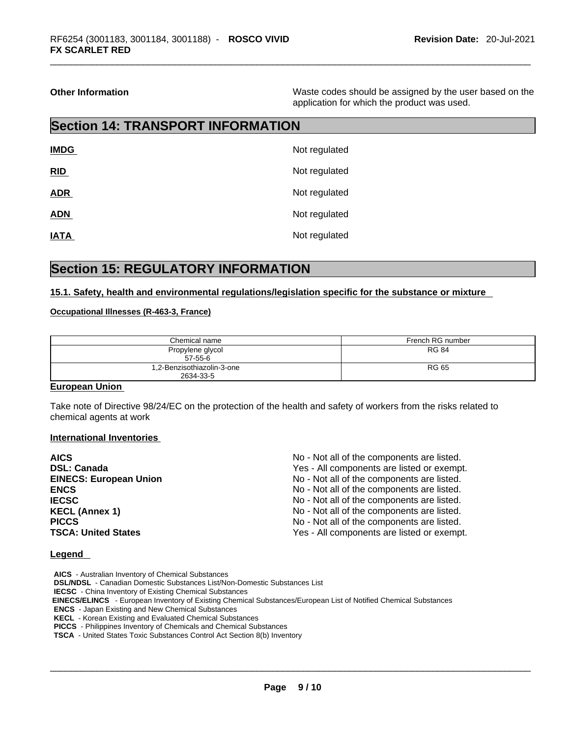**Other Information** — Waste codes should be assigned by the user based on the application for which the product was used.

## Section 14: TRANSPORT INFORMATION

| | |
|---|---|
| **IMDG** | Not regulated |
| **RID** | Not regulated |
| **ADR** | Not regulated |
| **ADN** | Not regulated |
| **IATA** | Not regulated |

## Section 15: REGULATORY INFORMATION

### 15.1. Safety, health and environmental regulations/legislation specific for the substance or mixture

**Occupational Illnesses (R-463-3, France)**

| Chemical name | French RG number |
|---|---|
| Propylene glycol<br>57-55-6 | RG 84 |
| 1,2-Benzisothiazolin-3-one<br>2634-33-5 | RG 65 |

**European Union**

Take note of Directive 98/24/EC on the protection of the health and safety of workers from the risks related to chemical agents at work

**International Inventories**

| | |
|---|---|
| **AICS** | No - Not all of the components are listed. |
| **DSL: Canada** | Yes - All components are listed or exempt. |
| **EINECS: European Union** | No - Not all of the components are listed. |
| **ENCS** | No - Not all of the components are listed. |
| **IECSC** | No - Not all of the components are listed. |
| **KECL (Annex 1)** | No - Not all of the components are listed. |
| **PICCS** | No - Not all of the components are listed. |
| **TSCA: United States** | Yes - All components are listed or exempt. |

**Legend**

**AICS** - Australian Inventory of Chemical Substances
**DSL/NDSL** - Canadian Domestic Substances List/Non-Domestic Substances List
**IECSC** - China Inventory of Existing Chemical Substances
**EINECS/ELINCS** - European Inventory of Existing Chemical Substances/European List of Notified Chemical Substances
**ENCS** - Japan Existing and New Chemical Substances
**KECL** - Korean Existing and Evaluated Chemical Substances
**PICCS** - Philippines Inventory of Chemicals and Chemical Substances
**TSCA** - United States Toxic Substances Control Act Section 8(b) Inventory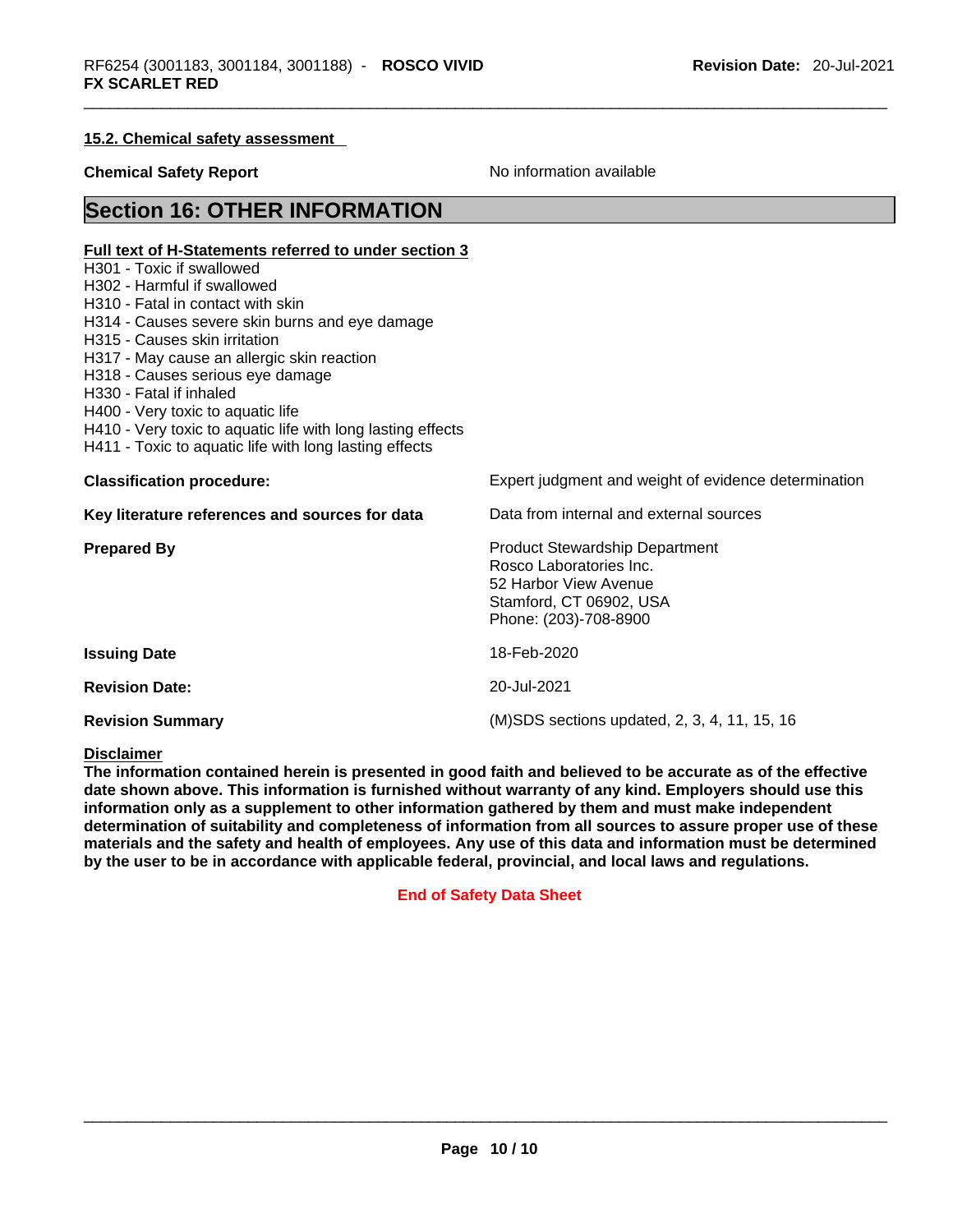### 15.2. Chemical safety assessment

**Chemical Safety Report** No information available

## Section 16: OTHER INFORMATION

**Full text of H-Statements referred to under section 3**

H301 - Toxic if swallowed
H302 - Harmful if swallowed
H310 - Fatal in contact with skin
H314 - Causes severe skin burns and eye damage
H315 - Causes skin irritation
H317 - May cause an allergic skin reaction
H318 - Causes serious eye damage
H330 - Fatal if inhaled
H400 - Very toxic to aquatic life
H410 - Very toxic to aquatic life with long lasting effects
H411 - Toxic to aquatic life with long lasting effects

| | |
|---|---|
| **Classification procedure:** | Expert judgment and weight of evidence determination |
| **Key literature references and sources for data** | Data from internal and external sources |
| **Prepared By** | Product Stewardship Department<br>Rosco Laboratories Inc.<br>52 Harbor View Avenue<br>Stamford, CT 06902, USA<br>Phone: (203)-708-8900 |
| **Issuing Date** | 18-Feb-2020 |
| **Revision Date:** | 20-Jul-2021 |
| **Revision Summary** | (M)SDS sections updated, 2, 3, 4, 11, 15, 16 |

**Disclaimer**

**The information contained herein is presented in good faith and believed to be accurate as of the effective date shown above. This information is furnished without warranty of any kind. Employers should use this information only as a supplement to other information gathered by them and must make independent determination of suitability and completeness of information from all sources to assure proper use of these materials and the safety and health of employees. Any use of this data and information must be determined by the user to be in accordance with applicable federal, provincial, and local laws and regulations.**

**End of Safety Data Sheet**